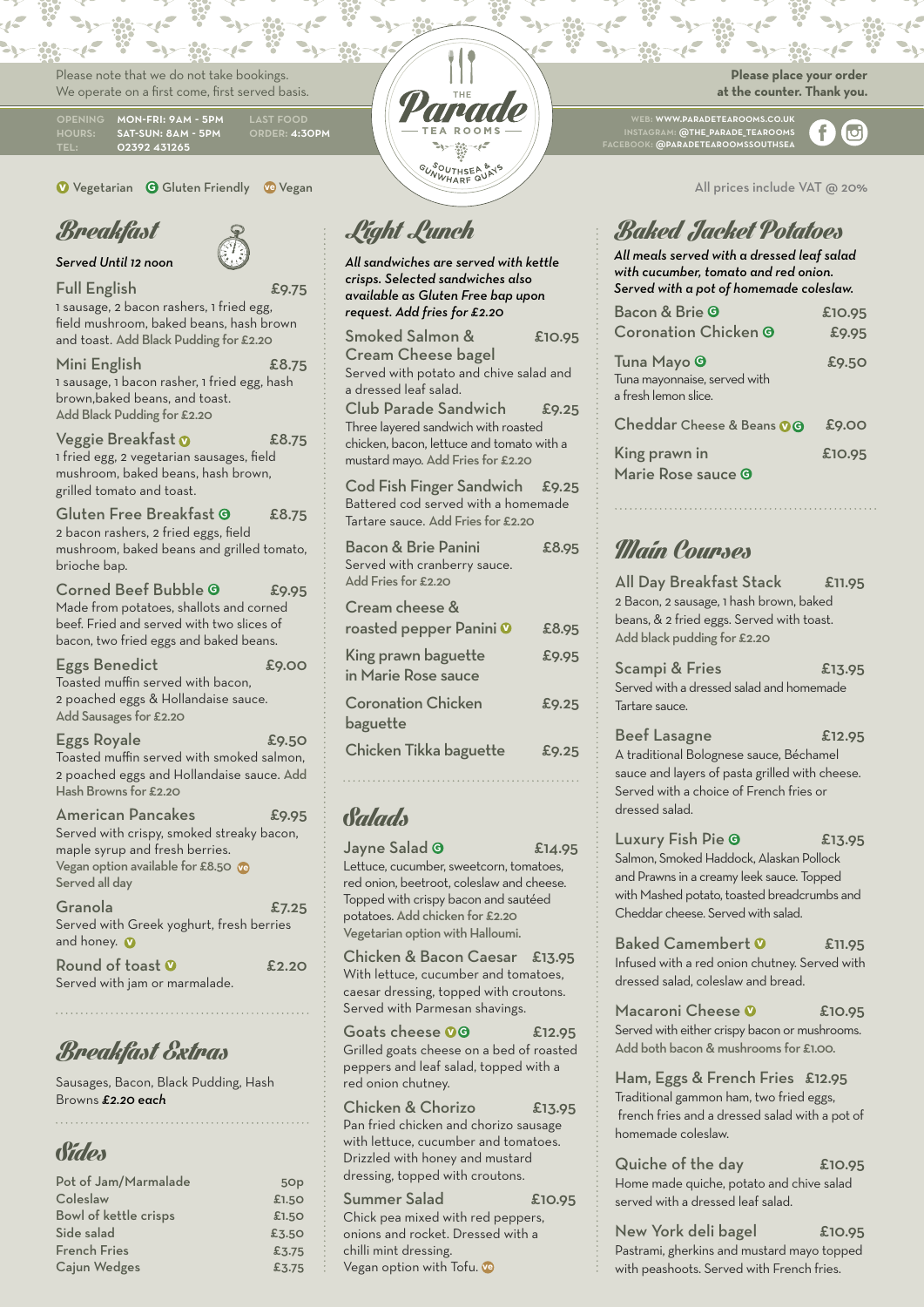# The Parade Tea Rooms

Southsea & Gunwharf Quays

Please note that we do not take bookings.
We operate on a first come, first served basis.

OPENING HOURS: MON-FRI: 9AM - 5PM, SAT-SUN: 8AM - 5PM
LAST FOOD ORDER: 4:30PM
TEL: 02392 431265

**Please place your order at the counter. Thank you.**

WEB: WWW.PARADETEAROOMS.CO.UK
INSTAGRAM: @THE_PARADE_TEAROOMS
FACEBOOK: @PARADETEAROOMSSOUTHSEA

V Vegetarian G Gluten Friendly Ve Vegan

All prices include VAT @ 20%

## Breakfast

*Served Until 12 noon*

**Full English** £9.75
1 sausage, 2 bacon rashers, 1 fried egg, field mushroom, baked beans, hash brown and toast. Add Black Pudding for £2.20

**Mini English** £8.75
1 sausage, 1 bacon rasher, 1 fried egg, hash brown, baked beans, and toast. Add Black Pudding for £2.20

**Veggie Breakfast** (V) £8.75
1 fried egg, 2 vegetarian sausages, field mushroom, baked beans, hash brown, grilled tomato and toast.

**Gluten Free Breakfast** (G) £8.75
2 bacon rashers, 2 fried eggs, field mushroom, baked beans and grilled tomato, brioche bap.

**Corned Beef Bubble** (G) £9.95
Made from potatoes, shallots and corned beef. Fried and served with two slices of bacon, two fried eggs and baked beans.

**Eggs Benedict** £9.00
Toasted muffin served with bacon, 2 poached eggs & Hollandaise sauce. Add Sausages for £2.20

**Eggs Royale** £9.50
Toasted muffin served with smoked salmon, 2 poached eggs and Hollandaise sauce. Add Hash Browns for £2.20

**American Pancakes** £9.95
Served with crispy, smoked streaky bacon, maple syrup and fresh berries. Vegan option available for £8.50 (Ve)
Served all day

**Granola** £7.25
Served with Greek yoghurt, fresh berries and honey. (V)

**Round of toast** (V) £2.20
Served with jam or marmalade.

## Breakfast Extras

Sausages, Bacon, Black Pudding, Hash Browns ***£2.20 each***

## Sides

| Item | Price |
|---|---|
| Pot of Jam/Marmalade | 50p |
| Coleslaw | £1.50 |
| Bowl of kettle crisps | £1.50 |
| Side salad | £3.50 |
| French Fries | £3.75 |
| Cajun Wedges | £3.75 |

## Light Lunch

*All sandwiches are served with kettle crisps. Selected sandwiches also available as Gluten Free bap upon request. Add fries for £2.20*

**Smoked Salmon & Cream Cheese bagel** £10.95
Served with potato and chive salad and a dressed leaf salad.

**Club Parade Sandwich** £9.25
Three layered sandwich with roasted chicken, bacon, lettuce and tomato with a mustard mayo. Add Fries for £2.20

**Cod Fish Finger Sandwich** £9.25
Battered cod served with a homemade Tartare sauce. Add Fries for £2.20

**Bacon & Brie Panini** £8.95
Served with cranberry sauce. Add Fries for £2.20

**Cream cheese & roasted pepper Panini** (V) £8.95

**King prawn baguette in Marie Rose sauce** £9.95

**Coronation Chicken baguette** £9.25

**Chicken Tikka baguette** £9.25

## Salads

**Jayne Salad** (G) £14.95
Lettuce, cucumber, sweetcorn, tomatoes, red onion, beetroot, coleslaw and cheese. Topped with crispy bacon and sautéed potatoes. Add chicken for £2.20
Vegetarian option with Halloumi.

**Chicken & Bacon Caesar** £13.95
With lettuce, cucumber and tomatoes, caesar dressing, topped with croutons. Served with Parmesan shavings.

**Goats cheese** (V) (G) £12.95
Grilled goats cheese on a bed of roasted peppers and leaf salad, topped with a red onion chutney.

**Chicken & Chorizo** £13.95
Pan fried chicken and chorizo sausage with lettuce, cucumber and tomatoes. Drizzled with honey and mustard dressing, topped with croutons.

**Summer Salad** £10.95
Chick pea mixed with red peppers, onions and rocket. Dressed with a chilli mint dressing.
Vegan option with Tofu. (Ve)

## Baked Jacket Potatoes

*All meals served with a dressed leaf salad with cucumber, tomato and red onion. Served with a pot of homemade coleslaw.*

**Bacon & Brie** (G) £10.95

**Coronation Chicken** (G) £9.95

**Tuna Mayo** (G) £9.50
Tuna mayonnaise, served with a fresh lemon slice.

**Cheddar Cheese & Beans** (V) (G) £9.00

**King prawn in Marie Rose sauce** (G) £10.95

## Main Courses

**All Day Breakfast Stack** £11.95
2 Bacon, 2 sausage, 1 hash brown, baked beans, & 2 fried eggs. Served with toast. Add black pudding for £2.20

**Scampi & Fries** £13.95
Served with a dressed salad and homemade Tartare sauce.

**Beef Lasagne** £12.95
A traditional Bolognese sauce, Béchamel sauce and layers of pasta grilled with cheese. Served with a choice of French fries or dressed salad.

**Luxury Fish Pie** (G) £13.95
Salmon, Smoked Haddock, Alaskan Pollock and Prawns in a creamy leek sauce. Topped with Mashed potato, toasted breadcrumbs and Cheddar cheese. Served with salad.

**Baked Camembert** (V) £11.95
Infused with a red onion chutney. Served with dressed salad, coleslaw and bread.

**Macaroni Cheese** (V) £10.95
Served with either crispy bacon or mushrooms. Add both bacon & mushrooms for £1.00.

**Ham, Eggs & French Fries** £12.95
Traditional gammon ham, two fried eggs, french fries and a dressed salad with a pot of homemade coleslaw.

**Quiche of the day** £10.95
Home made quiche, potato and chive salad served with a dressed leaf salad.

**New York deli bagel** £10.95
Pastrami, gherkins and mustard mayo topped with peashoots. Served with French fries.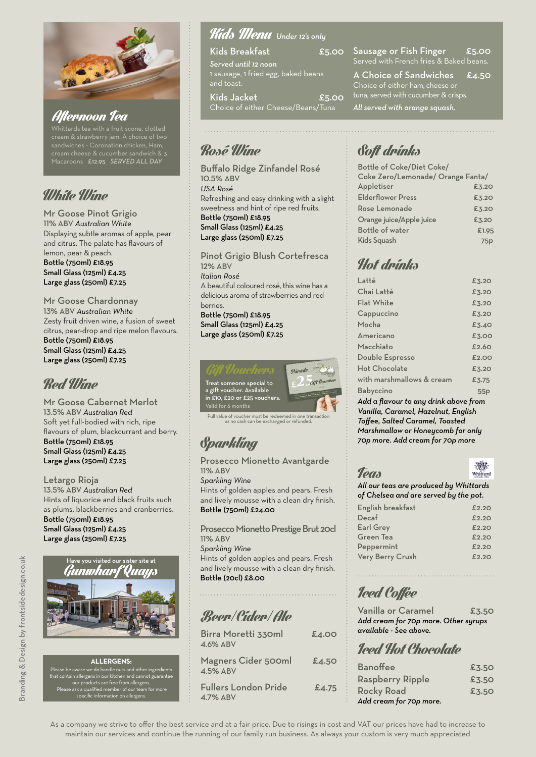## Afternoon Tea

Whittards tea with a fruit scone, clotted cream & strawberry jam. A choice of two sandwiches - Coronation chicken, Ham, cream cheese & cucumber sandwich & 3 Macaroons £12.95 *SERVED ALL DAY*

## White Wine

**Mr Goose Pinot Grigio**
11% ABV *Australian White*
Displaying subtle aromas of apple, pear and citrus. The palate has flavours of lemon, pear & peach.
**Bottle (750ml) £18.95**
**Small Glass (125ml) £4.25**
**Large glass (250ml) £7.25**

**Mr Goose Chardonnay**
13% ABV *Australian White*
Zesty fruit driven wine, a fusion of sweet citrus, pear-drop and ripe melon flavours.
**Bottle (750ml) £18.95**
**Small Glass (125ml) £4.25**
**Large glass (250ml) £7.25**

## Red Wine

**Mr Goose Cabernet Merlot**
13.5% ABV *Australian Red*
Soft yet full-bodied with rich, ripe flavours of plum, blackcurrant and berry.
**Bottle (750ml) £18.95**
**Small Glass (125ml) £4.25**
**Large glass (250ml) £7.25**

**Letargo Rioja**
13.5% ABV *Australian Red*
Hints of liquorice and black fruits such as plums, blackberries and cranberries.
**Bottle (750ml) £18.95**
**Small Glass (125ml) £4.25**
**Large glass (250ml) £7.25**

Have you visited our sister site at **Gunwharf Quays**

**ALLERGENS:**
Please be aware we do handle nuts and other ingredients that contain allergens in our kitchen and cannot guarantee our products are free from allergens.
Please ask a qualified member of our team for more specific information on allergens.

## Kids Menu *Under 12's only*

**Kids Breakfast** £5.00
*Served until 12 noon*
1 sausage, 1 fried egg, baked beans and toast.

**Kids Jacket** £5.00
Choice of either Cheese/Beans/Tuna

**Sausage or Fish Finger** £5.00
Served with French fries & Baked beans.

**A Choice of Sandwiches** £4.50
Choice of either ham, cheese or tuna, served with cucumber & crisps.

*All served with orange squash.*

## Rosé Wine

**Buffalo Ridge Zinfandel Rosé**
10.5% ABV
*USA Rosé*
Refreshing and easy drinking with a slight sweetness and hint of ripe red fruits.
**Bottle (750ml) £18.95**
**Small Glass (125ml) £4.25**
**Large glass (250ml) £7.25**

**Pinot Grigio Blush Cortefresca**
12% ABV
*Italian Rosé*
A beautiful coloured rosé, this wine has a delicious aroma of strawberries and red berries.
**Bottle (750ml) £18.95**
**Small Glass (125ml) £4.25**
**Large glass (250ml) £7.25**

## Gift Vouchers

Treat someone special to a gift voucher. Available in £10, £20 or £25 vouchers.
Valid for 6 months

Full value of voucher must be redeemed in one transaction as no cash can be exchanged or refunded.

## Sparkling

**Prosecco Mionetto Avantgarde**
11% ABV
*Sparkling Wine*
Hints of golden apples and pears. Fresh and lively mousse with a clean dry finish.
**Bottle (750ml) £24.00**

**Prosecco Mionetto Prestige Brut 20cl**
11% ABV
*Sparkling Wine*
Hints of golden apples and pears. Fresh and lively mousse with a clean dry finish.
**Bottle (20cl) £8.00**

## Beer/Cider/Ale

| | |
|---|---|
| Birra Moretti 330ml<br>4.6% ABV | £4.00 |
| Magners Cider 500ml<br>4.5% ABV | £4.50 |
| Fullers London Pride<br>4.7% ABV | £4.75 |

## Soft drinks

| | |
|---|---|
| Bottle of Coke/Diet Coke/ Coke Zero/Lemonade/ Orange Fanta/ Appletiser | £3.20 |
| Elderflower Press | £3.20 |
| Rose Lemonade | £3.20 |
| Orange juice/Apple juice | £3.20 |
| Bottle of water | £1.95 |
| Kids Squash | 75p |

## Hot drinks

| | |
|---|---|
| Latté | £3.20 |
| Chai Latté | £3.20 |
| Flat White | £3.20 |
| Cappuccino | £3.20 |
| Mocha | £3.40 |
| Americano | £3.00 |
| Macchiato | £2.60 |
| Double Espresso | £2.00 |
| Hot Chocolate | £3.20 |
| with marshmallows & cream | £3.75 |
| Babyccino | 55p |

*Add a flavour to any drink above from Vanilla, Caramel, Hazelnut, English Toffee, Salted Caramel, Toasted Marshmallow or Honeycomb for only 70p more. Add cream for 70p more*

## Teas

*All our teas are produced by Whittards of Chelsea and are served by the pot.*

| | |
|---|---|
| English breakfast | £2.20 |
| Decaf | £2.20 |
| Earl Grey | £2.20 |
| Green Tea | £2.20 |
| Peppermint | £2.20 |
| Very Berry Crush | £2.20 |

## Iced Coffee

Vanilla or Caramel £3.50
*Add cream for 70p more. Other syrups available - See above.*

## Iced Hot Chocolate

| | |
|---|---|
| Banoffee | £3.50 |
| Raspberry Ripple | £3.50 |
| Rocky Road | £3.50 |

*Add cream for 70p more.*

As a company we strive to offer the best service and at a fair price. Due to risings in cost and VAT our prices have had to increase to maintain our services and continue the running of our family run business. As always your custom is very much appreciated

Branding & Design by frontsidedesign.co.uk